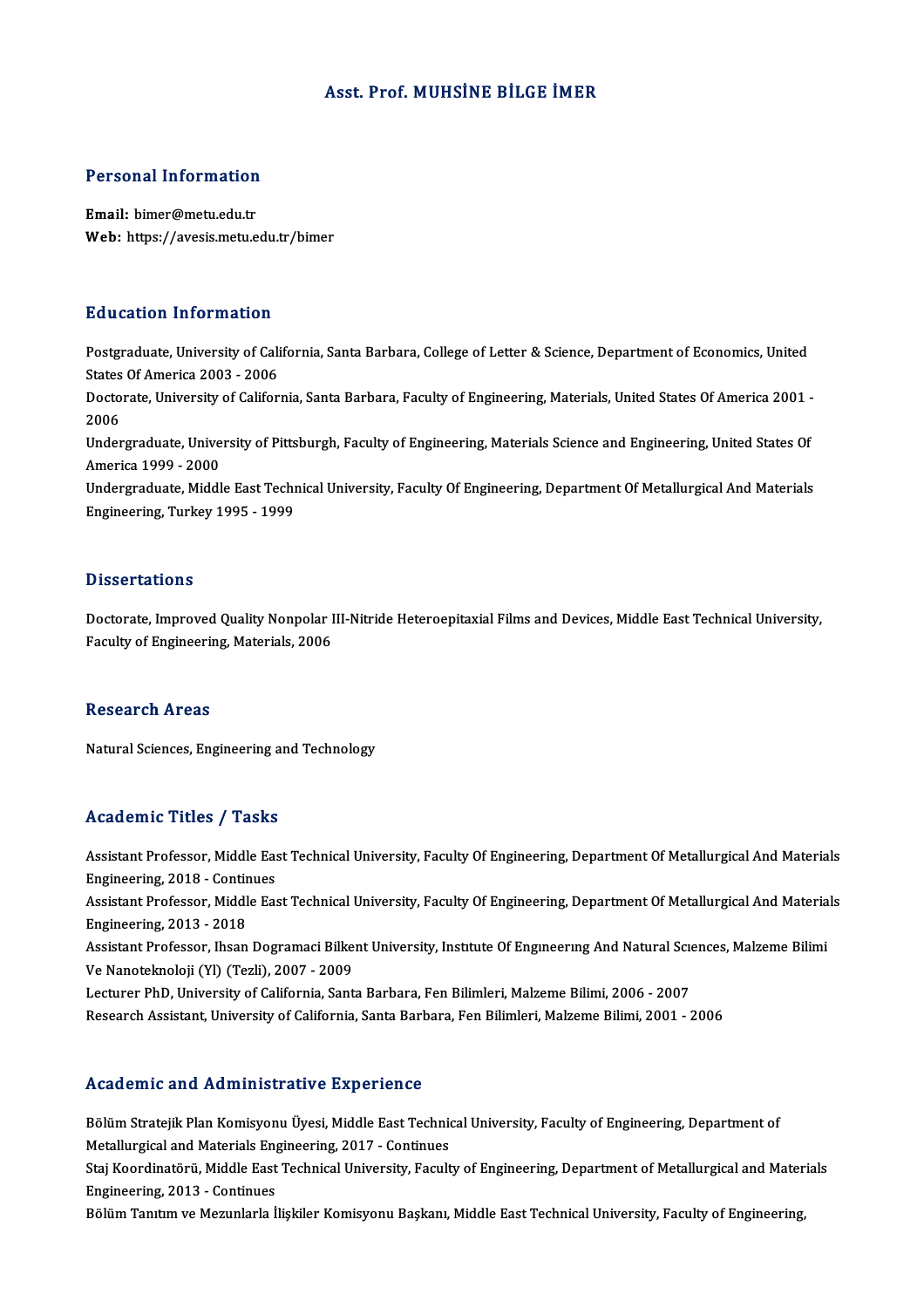# Asst. Prof. MUHSİNE BİLGE İMER

## Personal Information

**Email:** bimer@metu.edu.tr
**Web:** https://avesis.metu.edu.tr/bimer

## Education Information

Postgraduate, University of California, Santa Barbara, College of Letter & Science, Department of Economics, United States Of America 2003 - 2006
Doctorate, University of California, Santa Barbara, Faculty of Engineering, Materials, United States Of America 2001 - 2006
Undergraduate, University of Pittsburgh, Faculty of Engineering, Materials Science and Engineering, United States Of America 1999 - 2000
Undergraduate, Middle East Technical University, Faculty Of Engineering, Department Of Metallurgical And Materials Engineering, Turkey 1995 - 1999

## Dissertations

Doctorate, Improved Quality Nonpolar III-Nitride Heteroepitaxial Films and Devices, Middle East Technical University, Faculty of Engineering, Materials, 2006

## Research Areas

Natural Sciences, Engineering and Technology

## Academic Titles / Tasks

Assistant Professor, Middle East Technical University, Faculty Of Engineering, Department Of Metallurgical And Materials Engineering, 2018 - Continues
Assistant Professor, Middle East Technical University, Faculty Of Engineering, Department Of Metallurgical And Materials Engineering, 2013 - 2018
Assistant Professor, Ihsan Dogramaci Bilkent University, Instıtute Of Engıneerıng And Natural Scıences, Malzeme Bilimi Ve Nanoteknoloji (Yl) (Tezli), 2007 - 2009
Lecturer PhD, University of California, Santa Barbara, Fen Bilimleri, Malzeme Bilimi, 2006 - 2007
Research Assistant, University of California, Santa Barbara, Fen Bilimleri, Malzeme Bilimi, 2001 - 2006

## Academic and Administrative Experience

Bölüm Stratejik Plan Komisyonu Üyesi, Middle East Technical University, Faculty of Engineering, Department of Metallurgical and Materials Engineering, 2017 - Continues
Staj Koordinatörü, Middle East Technical University, Faculty of Engineering, Department of Metallurgical and Materials Engineering, 2013 - Continues
Bölüm Tanıtım ve Mezunlarla İlişkiler Komisyonu Başkanı, Middle East Technical University, Faculty of Engineering,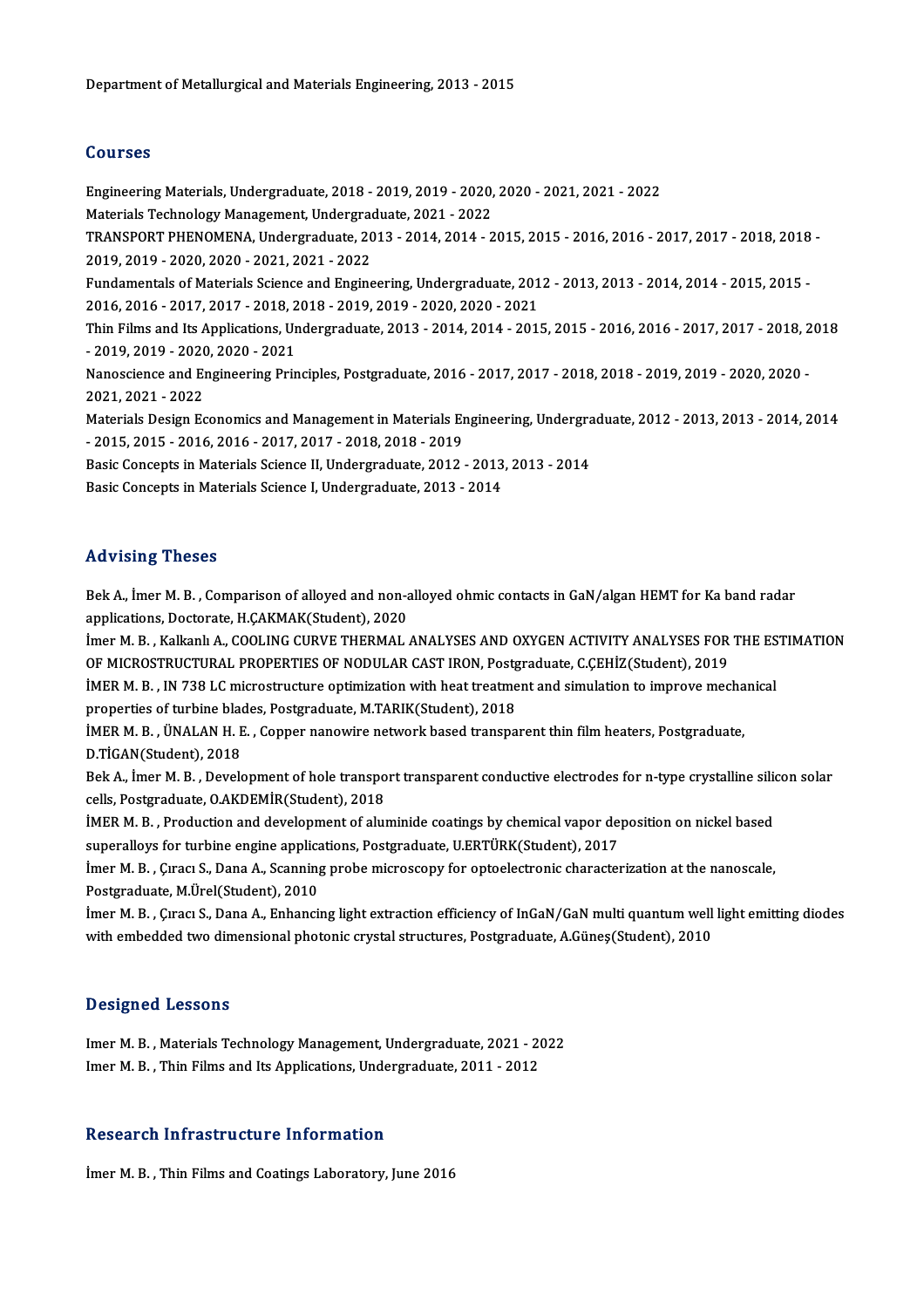Department of Metallurgical and Materials Engineering, 2013 - 2015

## Courses

Engineering Materials, Undergraduate, 2018 - 2019, 2019 - 2020, 2020 - 2021, 2021 - 2022
Materials Technology Management, Undergraduate, 2021 - 2022
TRANSPORT PHENOMENA, Undergraduate, 2013 - 2014, 2014 - 2015, 2015 - 2016, 2016 - 2017, 2017 - 2018, 2018 - 2019, 2019 - 2020, 2020 - 2021, 2021 - 2022
Fundamentals of Materials Science and Engineering, Undergraduate, 2012 - 2013, 2013 - 2014, 2014 - 2015, 2015 - 2016, 2016 - 2017, 2017 - 2018, 2018 - 2019, 2019 - 2020, 2020 - 2021
Thin Films and Its Applications, Undergraduate, 2013 - 2014, 2014 - 2015, 2015 - 2016, 2016 - 2017, 2017 - 2018, 2018 - 2019, 2019 - 2020, 2020 - 2021
Nanoscience and Engineering Principles, Postgraduate, 2016 - 2017, 2017 - 2018, 2018 - 2019, 2019 - 2020, 2020 - 2021, 2021 - 2022
Materials Design Economics and Management in Materials Engineering, Undergraduate, 2012 - 2013, 2013 - 2014, 2014 - 2015, 2015 - 2016, 2016 - 2017, 2017 - 2018, 2018 - 2019
Basic Concepts in Materials Science II, Undergraduate, 2012 - 2013, 2013 - 2014
Basic Concepts in Materials Science I, Undergraduate, 2013 - 2014

## Advising Theses

Bek A., İmer M. B. , Comparison of alloyed and non-alloyed ohmic contacts in GaN/algan HEMT for Ka band radar applications, Doctorate, H.ÇAKMAK(Student), 2020
İmer M. B. , Kalkanlı A., COOLING CURVE THERMAL ANALYSES AND OXYGEN ACTIVITY ANALYSES FOR THE ESTIMATION OF MICROSTRUCTURAL PROPERTIES OF NODULAR CAST IRON, Postgraduate, C.ÇEHİZ(Student), 2019
İMER M. B. , IN 738 LC microstructure optimization with heat treatment and simulation to improve mechanical properties of turbine blades, Postgraduate, M.TARIK(Student), 2018
İMER M. B. , ÜNALAN H. E. , Copper nanowire network based transparent thin film heaters, Postgraduate, D.TİGAN(Student), 2018
Bek A., İmer M. B. , Development of hole transport transparent conductive electrodes for n-type crystalline silicon solar cells, Postgraduate, O.AKDEMİR(Student), 2018
İMER M. B. , Production and development of aluminide coatings by chemical vapor deposition on nickel based superalloys for turbine engine applications, Postgraduate, U.ERTÜRK(Student), 2017
İmer M. B. , Çıracı S., Dana A., Scanning probe microscopy for optoelectronic characterization at the nanoscale, Postgraduate, M.Ürel(Student), 2010
İmer M. B. , Çıracı S., Dana A., Enhancing light extraction efficiency of InGaN/GaN multi quantum well light emitting diodes with embedded two dimensional photonic crystal structures, Postgraduate, A.Güneş(Student), 2010

## Designed Lessons

Imer M. B. , Materials Technology Management, Undergraduate, 2021 - 2022
Imer M. B. , Thin Films and Its Applications, Undergraduate, 2011 - 2012

## Research Infrastructure Information

İmer M. B. , Thin Films and Coatings Laboratory, June 2016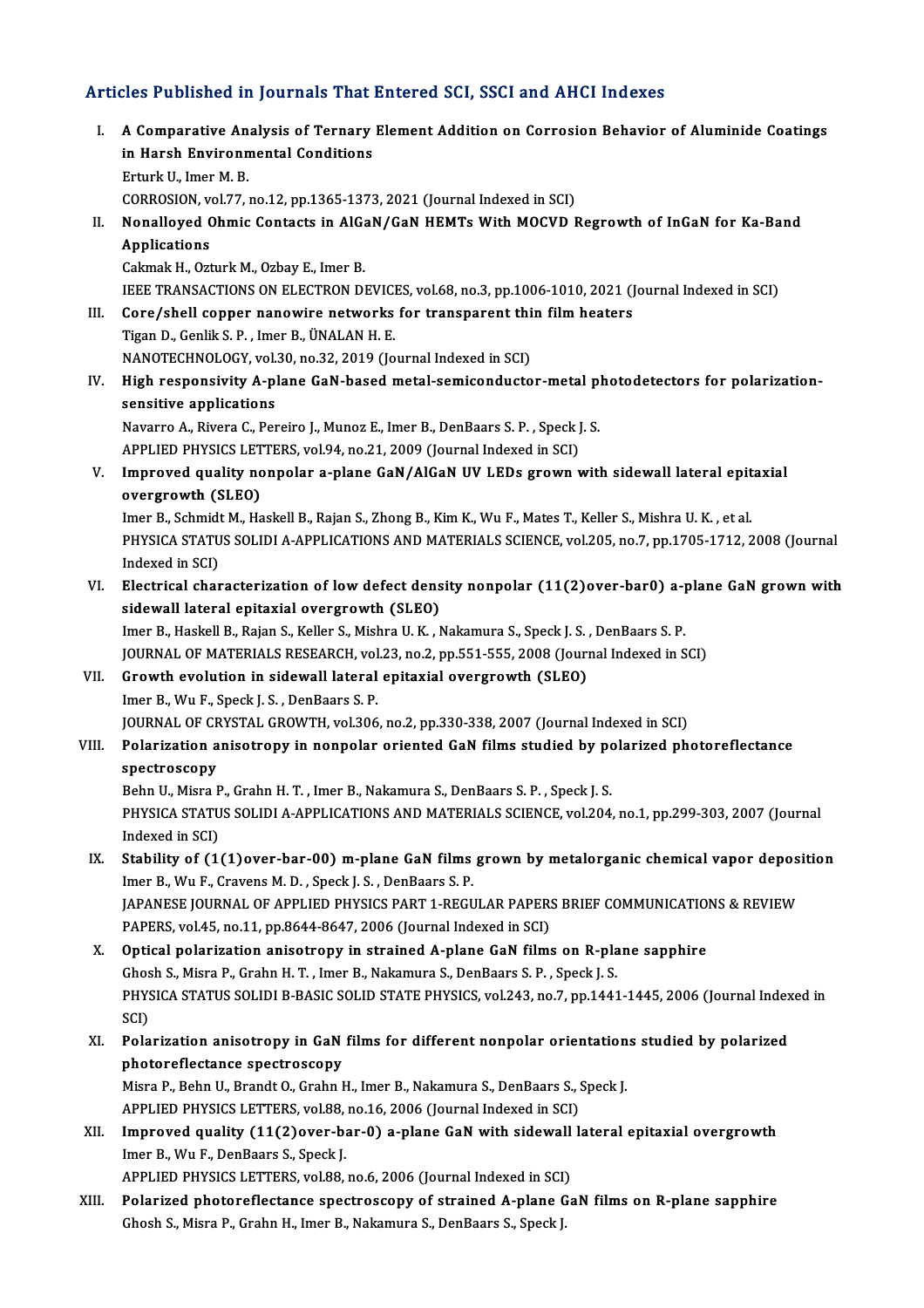## Articles Published in Journals That Entered SCI, SSCI and AHCI Indexes

I. **A Comparative Analysis of Ternary Element Addition on Corrosion Behavior of Aluminide Coatings in Harsh Environmental Conditions**
Erturk U., Imer M. B.
CORROSION, vol.77, no.12, pp.1365-1373, 2021 (Journal Indexed in SCI)

II. **Nonalloyed Ohmic Contacts in AlGaN/GaN HEMTs With MOCVD Regrowth of InGaN for Ka-Band Applications**
Cakmak H., Ozturk M., Ozbay E., Imer B.
IEEE TRANSACTIONS ON ELECTRON DEVICES, vol.68, no.3, pp.1006-1010, 2021 (Journal Indexed in SCI)

III. **Core/shell copper nanowire networks for transparent thin film heaters**
Tigan D., Genlik S. P. , Imer B., ÜNALAN H. E.
NANOTECHNOLOGY, vol.30, no.32, 2019 (Journal Indexed in SCI)

IV. **High responsivity A-plane GaN-based metal-semiconductor-metal photodetectors for polarization-sensitive applications**
Navarro A., Rivera C., Pereiro J., Munoz E., Imer B., DenBaars S. P. , Speck J. S.
APPLIED PHYSICS LETTERS, vol.94, no.21, 2009 (Journal Indexed in SCI)

V. **Improved quality nonpolar a-plane GaN/AlGaN UV LEDs grown with sidewall lateral epitaxial overgrowth (SLEO)**
Imer B., Schmidt M., Haskell B., Rajan S., Zhong B., Kim K., Wu F., Mates T., Keller S., Mishra U. K. , et al.
PHYSICA STATUS SOLIDI A-APPLICATIONS AND MATERIALS SCIENCE, vol.205, no.7, pp.1705-1712, 2008 (Journal Indexed in SCI)

VI. **Electrical characterization of low defect density nonpolar (11(2)over-bar0) a-plane GaN grown with sidewall lateral epitaxial overgrowth (SLEO)**
Imer B., Haskell B., Rajan S., Keller S., Mishra U. K. , Nakamura S., Speck J. S. , DenBaars S. P.
JOURNAL OF MATERIALS RESEARCH, vol.23, no.2, pp.551-555, 2008 (Journal Indexed in SCI)

VII. **Growth evolution in sidewall lateral epitaxial overgrowth (SLEO)**
Imer B., Wu F., Speck J. S. , DenBaars S. P.
JOURNAL OF CRYSTAL GROWTH, vol.306, no.2, pp.330-338, 2007 (Journal Indexed in SCI)

VIII. **Polarization anisotropy in nonpolar oriented GaN films studied by polarized photoreflectance spectroscopy**
Behn U., Misra P., Grahn H. T. , Imer B., Nakamura S., DenBaars S. P. , Speck J. S.
PHYSICA STATUS SOLIDI A-APPLICATIONS AND MATERIALS SCIENCE, vol.204, no.1, pp.299-303, 2007 (Journal Indexed in SCI)

IX. **Stability of (1(1)over-bar-00) m-plane GaN films grown by metalorganic chemical vapor deposition**
Imer B., Wu F., Cravens M. D. , Speck J. S. , DenBaars S. P.
JAPANESE JOURNAL OF APPLIED PHYSICS PART 1-REGULAR PAPERS BRIEF COMMUNICATIONS & REVIEW PAPERS, vol.45, no.11, pp.8644-8647, 2006 (Journal Indexed in SCI)

X. **Optical polarization anisotropy in strained A-plane GaN films on R-plane sapphire**
Ghosh S., Misra P., Grahn H. T. , Imer B., Nakamura S., DenBaars S. P. , Speck J. S.
PHYSICA STATUS SOLIDI B-BASIC SOLID STATE PHYSICS, vol.243, no.7, pp.1441-1445, 2006 (Journal Indexed in SCI)

XI. **Polarization anisotropy in GaN films for different nonpolar orientations studied by polarized photoreflectance spectroscopy**
Misra P., Behn U., Brandt O., Grahn H., Imer B., Nakamura S., DenBaars S., Speck J.
APPLIED PHYSICS LETTERS, vol.88, no.16, 2006 (Journal Indexed in SCI)

XII. **Improved quality (11(2)over-bar-0) a-plane GaN with sidewall lateral epitaxial overgrowth**
Imer B., Wu F., DenBaars S., Speck J.
APPLIED PHYSICS LETTERS, vol.88, no.6, 2006 (Journal Indexed in SCI)

XIII. **Polarized photoreflectance spectroscopy of strained A-plane GaN films on R-plane sapphire**
Ghosh S., Misra P., Grahn H., Imer B., Nakamura S., DenBaars S., Speck J.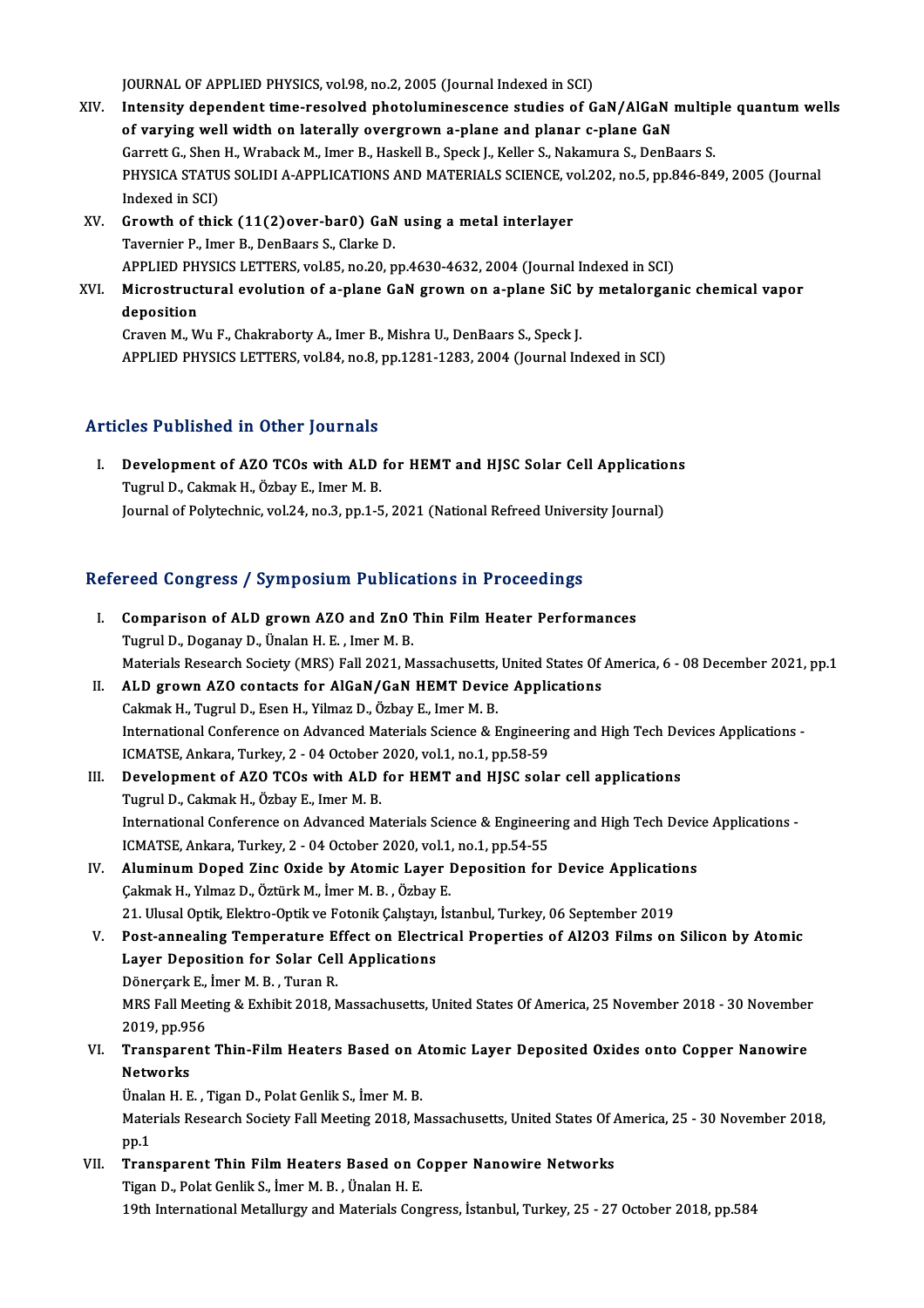JOURNAL OF APPLIED PHYSICS, vol.98, no.2, 2005 (Journal Indexed in SCI)

XIV. **Intensity dependent time-resolved photoluminescence studies of GaN/AlGaN multiple quantum wells of varying well width on laterally overgrown a-plane and planar c-plane GaN**
Garrett G., Shen H., Wraback M., Imer B., Haskell B., Speck J., Keller S., Nakamura S., DenBaars S.
PHYSICA STATUS SOLIDI A-APPLICATIONS AND MATERIALS SCIENCE, vol.202, no.5, pp.846-849, 2005 (Journal Indexed in SCI)

XV. **Growth of thick (11(2)over-bar0) GaN using a metal interlayer**
Tavernier P., Imer B., DenBaars S., Clarke D.
APPLIED PHYSICS LETTERS, vol.85, no.20, pp.4630-4632, 2004 (Journal Indexed in SCI)

XVI. **Microstructural evolution of a-plane GaN grown on a-plane SiC by metalorganic chemical vapor deposition**
Craven M., Wu F., Chakraborty A., Imer B., Mishra U., DenBaars S., Speck J.
APPLIED PHYSICS LETTERS, vol.84, no.8, pp.1281-1283, 2004 (Journal Indexed in SCI)

## Articles Published in Other Journals

I. **Development of AZO TCOs with ALD for HEMT and HJSC Solar Cell Applications**
Tugrul D., Cakmak H., Özbay E., Imer M. B.
Journal of Polytechnic, vol.24, no.3, pp.1-5, 2021 (National Refreed University Journal)

## Refereed Congress / Symposium Publications in Proceedings

I. **Comparison of ALD grown AZO and ZnO Thin Film Heater Performances**
Tugrul D., Doganay D., Ünalan H. E. , Imer M. B.
Materials Research Society (MRS) Fall 2021, Massachusetts, United States Of America, 6 - 08 December 2021, pp.1

II. **ALD grown AZO contacts for AlGaN/GaN HEMT Device Applications**
Cakmak H., Tugrul D., Esen H., Yilmaz D., Özbay E., Imer M. B.
International Conference on Advanced Materials Science & Engineering and High Tech Devices Applications - ICMATSE, Ankara, Turkey, 2 - 04 October 2020, vol.1, no.1, pp.58-59

III. **Development of AZO TCOs with ALD for HEMT and HJSC solar cell applications**
Tugrul D., Cakmak H., Özbay E., Imer M. B.
International Conference on Advanced Materials Science & Engineering and High Tech Device Applications - ICMATSE, Ankara, Turkey, 2 - 04 October 2020, vol.1, no.1, pp.54-55

IV. **Aluminum Doped Zinc Oxide by Atomic Layer Deposition for Device Applications**
Çakmak H., Yılmaz D., Öztürk M., İmer M. B. , Özbay E.
21. Ulusal Optik, Elektro-Optik ve Fotonik Çalıştayı, İstanbul, Turkey, 06 September 2019

V. **Post-annealing Temperature Effect on Electrical Properties of Al2O3 Films on Silicon by Atomic Layer Deposition for Solar Cell Applications**
Dönerçark E., İmer M. B. , Turan R.
MRS Fall Meeting & Exhibit 2018, Massachusetts, United States Of America, 25 November 2018 - 30 November 2019, pp.956

VI. **Transparent Thin-Film Heaters Based on Atomic Layer Deposited Oxides onto Copper Nanowire Networks**
Ünalan H. E. , Tigan D., Polat Genlik S., İmer M. B.
Materials Research Society Fall Meeting 2018, Massachusetts, United States Of America, 25 - 30 November 2018, pp.1

VII. **Transparent Thin Film Heaters Based on Copper Nanowire Networks**
Tigan D., Polat Genlik S., İmer M. B. , Ünalan H. E.
19th International Metallurgy and Materials Congress, İstanbul, Turkey, 25 - 27 October 2018, pp.584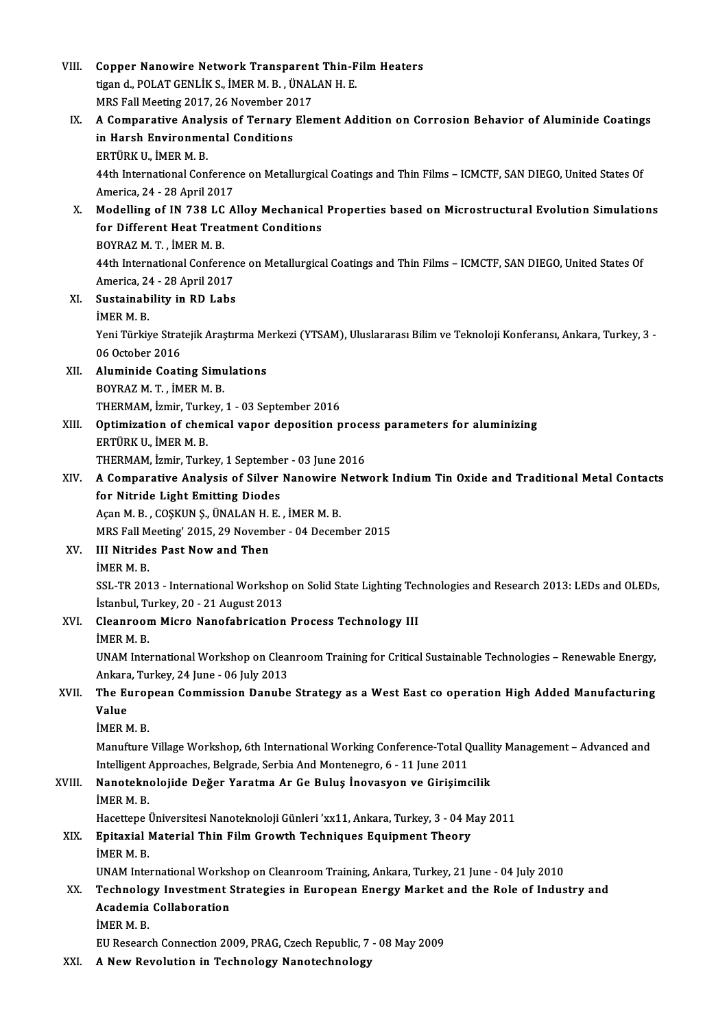VIII. **Copper Nanowire Network Transparent Thin-Film Heaters**
tigan d., POLAT GENLİK S., İMER M. B. , ÜNALAN H. E.
MRS Fall Meeting 2017, 26 November 2017

IX. **A Comparative Analysis of Ternary Element Addition on Corrosion Behavior of Aluminide Coatings in Harsh Environmental Conditions**
ERTÜRK U., İMER M. B.
44th International Conference on Metallurgical Coatings and Thin Films – ICMCTF, SAN DIEGO, United States Of America, 24 - 28 April 2017

X. **Modelling of IN 738 LC Alloy Mechanical Properties based on Microstructural Evolution Simulations for Different Heat Treatment Conditions**
BOYRAZ M. T. , İMER M. B.
44th International Conference on Metallurgical Coatings and Thin Films – ICMCTF, SAN DIEGO, United States Of America, 24 - 28 April 2017

XI. **Sustainability in RD Labs**
İMER M. B.
Yeni Türkiye Stratejik Araştırma Merkezi (YTSAM), Uluslararası Bilim ve Teknoloji Konferansı, Ankara, Turkey, 3 - 06 October 2016

XII. **Aluminide Coating Simulations**
BOYRAZ M. T. , İMER M. B.
THERMAM, İzmir, Turkey, 1 - 03 September 2016

XIII. **Optimization of chemical vapor deposition process parameters for aluminizing**
ERTÜRK U., İMER M. B.
THERMAM, İzmir, Turkey, 1 September - 03 June 2016

XIV. **A Comparative Analysis of Silver Nanowire Network Indium Tin Oxide and Traditional Metal Contacts for Nitride Light Emitting Diodes**
Açan M. B. , COŞKUN Ş., ÜNALAN H. E. , İMER M. B.
MRS Fall Meeting' 2015, 29 November - 04 December 2015

XV. **III Nitrides Past Now and Then**
İMER M. B.
SSL-TR 2013 - International Workshop on Solid State Lighting Technologies and Research 2013: LEDs and OLEDs, İstanbul, Turkey, 20 - 21 August 2013

XVI. **Cleanroom Micro Nanofabrication Process Technology III**
İMER M. B.
UNAM International Workshop on Cleanroom Training for Critical Sustainable Technologies – Renewable Energy, Ankara, Turkey, 24 June - 06 July 2013

XVII. **The European Commission Danube Strategy as a West East co operation High Added Manufacturing Value**
İMER M. B.
Manufture Village Workshop, 6th International Working Conference-Total Quallity Management – Advanced and Intelligent Approaches, Belgrade, Serbia And Montenegro, 6 - 11 June 2011

XVIII. **Nanoteknolojide Değer Yaratma Ar Ge Buluş İnovasyon ve Girişimcilik**
İMER M. B.
Hacettepe Üniversitesi Nanoteknoloji Günleri 'xx11, Ankara, Turkey, 3 - 04 May 2011

XIX. **Epitaxial Material Thin Film Growth Techniques Equipment Theory**
İMER M. B.
UNAM International Workshop on Cleanroom Training, Ankara, Turkey, 21 June - 04 July 2010

XX. **Technology Investment Strategies in European Energy Market and the Role of Industry and Academia Collaboration**
İMER M. B.
EU Research Connection 2009, PRAG, Czech Republic, 7 - 08 May 2009

XXI. **A New Revolution in Technology Nanotechnology**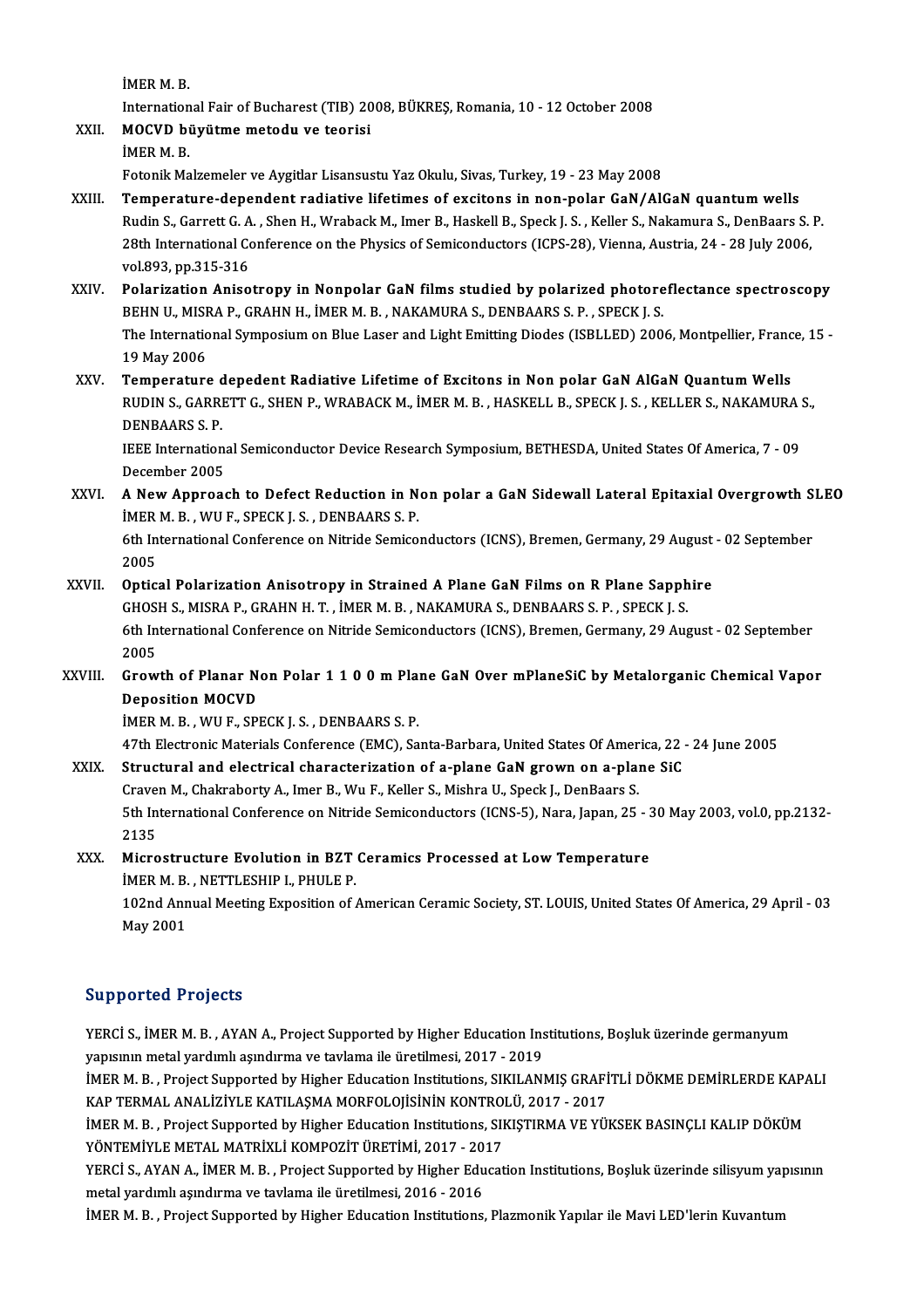İMER M. B.
International Fair of Bucharest (TIB) 2008, BÜKREŞ, Romania, 10 - 12 October 2008

XXII. **MOCVD büyütme metodu ve teorisi**
İMER M. B.
Fotonik Malzemeler ve Aygitlar Lisansustu Yaz Okulu, Sivas, Turkey, 19 - 23 May 2008

XXIII. **Temperature-dependent radiative lifetimes of excitons in non-polar GaN/AlGaN quantum wells**
Rudin S., Garrett G. A. , Shen H., Wraback M., Imer B., Haskell B., Speck J. S. , Keller S., Nakamura S., DenBaars S. P.
28th International Conference on the Physics of Semiconductors (ICPS-28), Vienna, Austria, 24 - 28 July 2006, vol.893, pp.315-316

XXIV. **Polarization Anisotropy in Nonpolar GaN films studied by polarized photoreflectance spectroscopy**
BEHN U., MISRA P., GRAHN H., İMER M. B. , NAKAMURA S., DENBAARS S. P. , SPECK J. S.
The International Symposium on Blue Laser and Light Emitting Diodes (ISBLLED) 2006, Montpellier, France, 15 - 19 May 2006

XXV. **Temperature depedent Radiative Lifetime of Excitons in Non polar GaN AlGaN Quantum Wells**
RUDIN S., GARRETT G., SHEN P., WRABACK M., İMER M. B. , HASKELL B., SPECK J. S. , KELLER S., NAKAMURA S., DENBAARS S. P.
IEEE International Semiconductor Device Research Symposium, BETHESDA, United States Of America, 7 - 09 December 2005

XXVI. **A New Approach to Defect Reduction in Non polar a GaN Sidewall Lateral Epitaxial Overgrowth SLEO**
İMER M. B. , WU F., SPECK J. S. , DENBAARS S. P.
6th International Conference on Nitride Semiconductors (ICNS), Bremen, Germany, 29 August - 02 September 2005

XXVII. **Optical Polarization Anisotropy in Strained A Plane GaN Films on R Plane Sapphire**
GHOSH S., MISRA P., GRAHN H. T. , İMER M. B. , NAKAMURA S., DENBAARS S. P. , SPECK J. S.
6th International Conference on Nitride Semiconductors (ICNS), Bremen, Germany, 29 August - 02 September 2005

XXVIII. **Growth of Planar Non Polar 1 1 0 0 m Plane GaN Over mPlaneSiC by Metalorganic Chemical Vapor Deposition MOCVD**
İMER M. B. , WU F., SPECK J. S. , DENBAARS S. P.
47th Electronic Materials Conference (EMC), Santa-Barbara, United States Of America, 22 - 24 June 2005

XXIX. **Structural and electrical characterization of a-plane GaN grown on a-plane SiC**
Craven M., Chakraborty A., Imer B., Wu F., Keller S., Mishra U., Speck J., DenBaars S.
5th International Conference on Nitride Semiconductors (ICNS-5), Nara, Japan, 25 - 30 May 2003, vol.0, pp.2132-2135

XXX. **Microstructure Evolution in BZT Ceramics Processed at Low Temperature**
İMER M. B. , NETTLESHIP I., PHULE P.
102nd Annual Meeting Exposition of American Ceramic Society, ST. LOUIS, United States Of America, 29 April - 03 May 2001

## Supported Projects

YERCİ S., İMER M. B. , AYAN A., Project Supported by Higher Education Institutions, Boşluk üzerinde germanyum yapısının metal yardımlı aşındırma ve tavlama ile üretilmesi, 2017 - 2019

İMER M. B. , Project Supported by Higher Education Institutions, SIKILANMIŞ GRAFİTLİ DÖKME DEMİRLERDE KAPALI KAP TERMAL ANALİZİYLE KATILAŞMA MORFOLOJİSİNİN KONTROLÜ, 2017 - 2017

İMER M. B. , Project Supported by Higher Education Institutions, SIKIŞTIRMA VE YÜKSEK BASINÇLI KALIP DÖKÜM YÖNTEMİYLE METAL MATRİXLİ KOMPOZİT ÜRETİMİ, 2017 - 2017

YERCİ S., AYAN A., İMER M. B. , Project Supported by Higher Education Institutions, Boşluk üzerinde silisyum yapısının metal yardımlı aşındırma ve tavlama ile üretilmesi, 2016 - 2016

İMER M. B. , Project Supported by Higher Education Institutions, Plazmonik Yapılar ile Mavi LED'lerin Kuvantum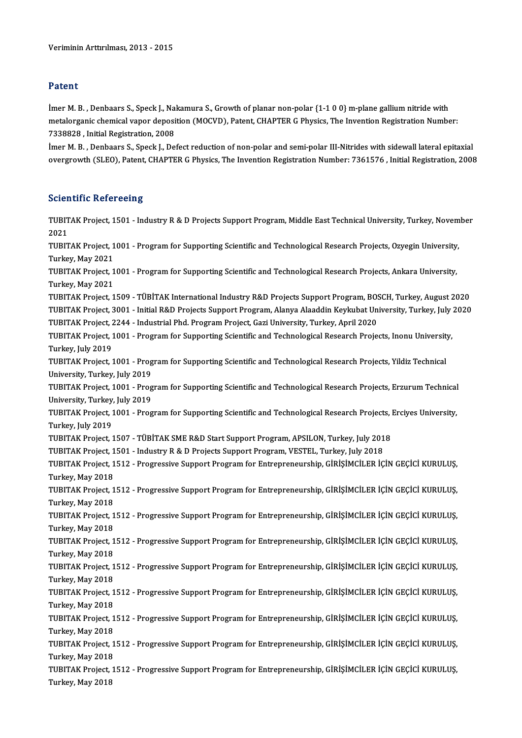Veriminin Arttırılması, 2013 - 2015

## Patent

İmer M. B. , Denbaars S., Speck J., Nakamura S., Growth of planar non-polar {1-1 0 0} m-plane gallium nitride with metalorganic chemical vapor deposition (MOCVD), Patent, CHAPTER G Physics, The Invention Registration Number: 7338828 , Initial Registration, 2008

İmer M. B. , Denbaars S., Speck J., Defect reduction of non-polar and semi-polar III-Nitrides with sidewall lateral epitaxial overgrowth (SLEO), Patent, CHAPTER G Physics, The Invention Registration Number: 7361576 , Initial Registration, 2008

## Scientific Refereeing

TUBITAK Project, 1501 - Industry R & D Projects Support Program, Middle East Technical University, Turkey, November 2021

TUBITAK Project, 1001 - Program for Supporting Scientific and Technological Research Projects, Ozyegin University, Turkey, May 2021

TUBITAK Project, 1001 - Program for Supporting Scientific and Technological Research Projects, Ankara University, Turkey, May 2021

TUBITAK Project, 1509 - TÜBİTAK International Industry R&D Projects Support Program, BOSCH, Turkey, August 2020

TUBITAK Project, 3001 - Initial R&D Projects Support Program, Alanya Alaaddin Keykubat University, Turkey, July 2020

TUBITAK Project, 2244 - Industrial Phd. Program Project, Gazi University, Turkey, April 2020

TUBITAK Project, 1001 - Program for Supporting Scientific and Technological Research Projects, Inonu University, Turkey, July 2019

TUBITAK Project, 1001 - Program for Supporting Scientific and Technological Research Projects, Yildiz Technical University, Turkey, July 2019

TUBITAK Project, 1001 - Program for Supporting Scientific and Technological Research Projects, Erzurum Technical University, Turkey, July 2019

TUBITAK Project, 1001 - Program for Supporting Scientific and Technological Research Projects, Erciyes University, Turkey, July 2019

TUBITAK Project, 1507 - TÜBİTAK SME R&D Start Support Program, APSILON, Turkey, July 2018

TUBITAK Project, 1501 - Industry R & D Projects Support Program, VESTEL, Turkey, July 2018

TUBITAK Project, 1512 - Progressive Support Program for Entrepreneurship, GİRİŞİMCİLER İÇİN GEÇİCİ KURULUŞ, Turkey, May 2018

TUBITAK Project, 1512 - Progressive Support Program for Entrepreneurship, GİRİŞİMCİLER İÇİN GEÇİCİ KURULUŞ, Turkey, May 2018

TUBITAK Project, 1512 - Progressive Support Program for Entrepreneurship, GİRİŞİMCİLER İÇİN GEÇİCİ KURULUŞ, Turkey, May 2018

TUBITAK Project, 1512 - Progressive Support Program for Entrepreneurship, GİRİŞİMCİLER İÇİN GEÇİCİ KURULUŞ, Turkey, May 2018

TUBITAK Project, 1512 - Progressive Support Program for Entrepreneurship, GİRİŞİMCİLER İÇİN GEÇİCİ KURULUŞ, Turkey, May 2018

TUBITAK Project, 1512 - Progressive Support Program for Entrepreneurship, GİRİŞİMCİLER İÇİN GEÇİCİ KURULUŞ, Turkey, May 2018

TUBITAK Project, 1512 - Progressive Support Program for Entrepreneurship, GİRİŞİMCİLER İÇİN GEÇİCİ KURULUŞ, Turkey, May 2018

TUBITAK Project, 1512 - Progressive Support Program for Entrepreneurship, GİRİŞİMCİLER İÇİN GEÇİCİ KURULUŞ, Turkey, May 2018

TUBITAK Project, 1512 - Progressive Support Program for Entrepreneurship, GİRİŞİMCİLER İÇİN GEÇİCİ KURULUŞ, Turkey, May 2018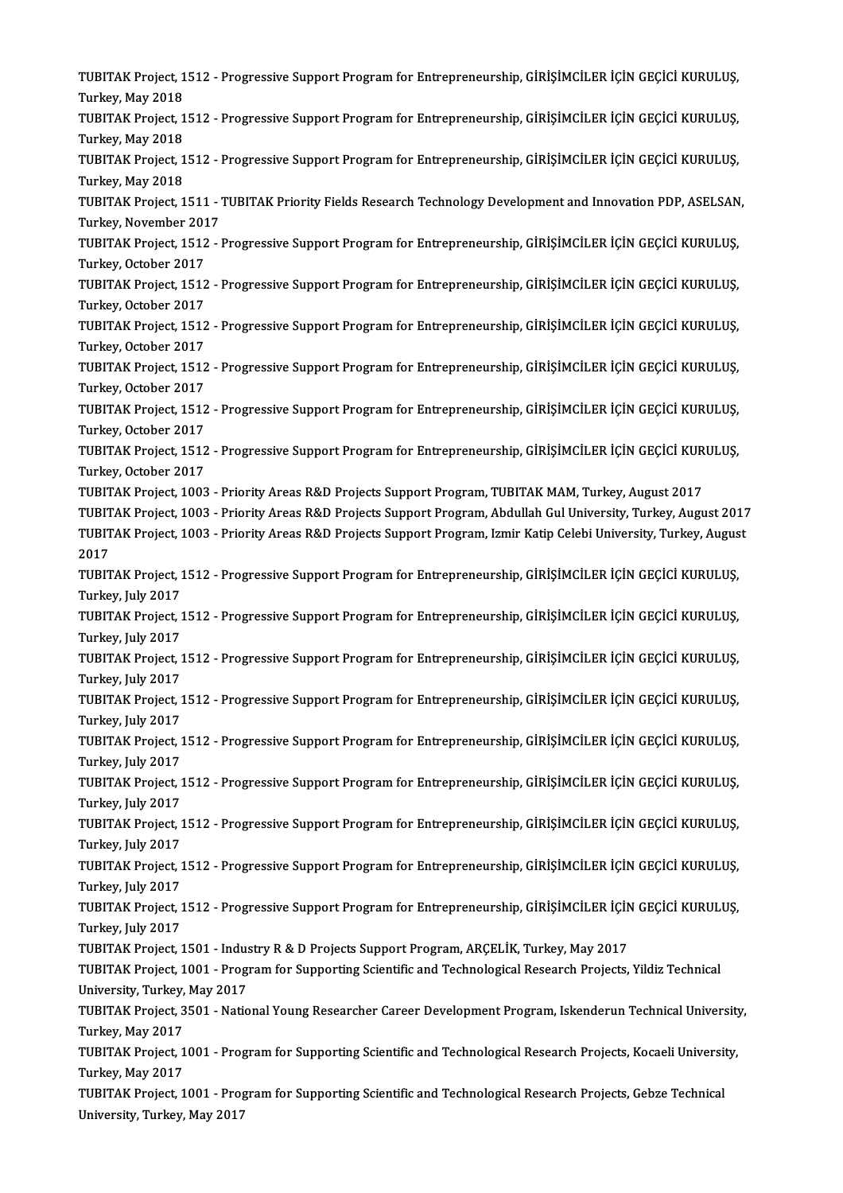TUBITAK Project, 1512 - Progressive Support Program for Entrepreneurship, GİRİŞİMCİLER İÇİN GEÇİCİ KURULUŞ, Turkey, May 2018

TUBITAK Project, 1512 - Progressive Support Program for Entrepreneurship, GİRİŞİMCİLER İÇİN GEÇİCİ KURULUŞ, Turkey, May 2018

TUBITAK Project, 1512 - Progressive Support Program for Entrepreneurship, GİRİŞİMCİLER İÇİN GEÇİCİ KURULUŞ, Turkey, May 2018

TUBITAK Project, 1511 - TUBITAK Priority Fields Research Technology Development and Innovation PDP, ASELSAN, Turkey, November 2017

TUBITAK Project, 1512 - Progressive Support Program for Entrepreneurship, GİRİŞİMCİLER İÇİN GEÇİCİ KURULUŞ, Turkey, October 2017

TUBITAK Project, 1512 - Progressive Support Program for Entrepreneurship, GİRİŞİMCİLER İÇİN GEÇİCİ KURULUŞ, Turkey, October 2017

TUBITAK Project, 1512 - Progressive Support Program for Entrepreneurship, GİRİŞİMCİLER İÇİN GEÇİCİ KURULUŞ, Turkey, October 2017

TUBITAK Project, 1512 - Progressive Support Program for Entrepreneurship, GİRİŞİMCİLER İÇİN GEÇİCİ KURULUŞ, Turkey, October 2017

TUBITAK Project, 1512 - Progressive Support Program for Entrepreneurship, GİRİŞİMCİLER İÇİN GEÇİCİ KURULUŞ, Turkey, October 2017

TUBITAK Project, 1512 - Progressive Support Program for Entrepreneurship, GİRİŞİMCİLER İÇİN GEÇİCİ KURULUŞ, Turkey, October 2017

TUBITAK Project, 1003 - Priority Areas R&D Projects Support Program, TUBITAK MAM, Turkey, August 2017

TUBITAK Project, 1003 - Priority Areas R&D Projects Support Program, Abdullah Gul University, Turkey, August 2017

TUBITAK Project, 1003 - Priority Areas R&D Projects Support Program, Izmir Katip Celebi University, Turkey, August 2017

TUBITAK Project, 1512 - Progressive Support Program for Entrepreneurship, GİRİŞİMCİLER İÇİN GEÇİCİ KURULUŞ, Turkey, July 2017

TUBITAK Project, 1512 - Progressive Support Program for Entrepreneurship, GİRİŞİMCİLER İÇİN GEÇİCİ KURULUŞ, Turkey, July 2017

TUBITAK Project, 1512 - Progressive Support Program for Entrepreneurship, GİRİŞİMCİLER İÇİN GEÇİCİ KURULUŞ, Turkey, July 2017

TUBITAK Project, 1512 - Progressive Support Program for Entrepreneurship, GİRİŞİMCİLER İÇİN GEÇİCİ KURULUŞ, Turkey, July 2017

TUBITAK Project, 1512 - Progressive Support Program for Entrepreneurship, GİRİŞİMCİLER İÇİN GEÇİCİ KURULUŞ, Turkey, July 2017

TUBITAK Project, 1512 - Progressive Support Program for Entrepreneurship, GİRİŞİMCİLER İÇİN GEÇİCİ KURULUŞ, Turkey, July 2017

TUBITAK Project, 1512 - Progressive Support Program for Entrepreneurship, GİRİŞİMCİLER İÇİN GEÇİCİ KURULUŞ, Turkey, July 2017

TUBITAK Project, 1512 - Progressive Support Program for Entrepreneurship, GİRİŞİMCİLER İÇİN GEÇİCİ KURULUŞ, Turkey, July 2017

TUBITAK Project, 1512 - Progressive Support Program for Entrepreneurship, GİRİŞİMCİLER İÇİN GEÇİCİ KURULUŞ, Turkey, July 2017

TUBITAK Project, 1501 - Industry R & D Projects Support Program, ARÇELİK, Turkey, May 2017

TUBITAK Project, 1001 - Program for Supporting Scientific and Technological Research Projects, Yildiz Technical University, Turkey, May 2017

TUBITAK Project, 3501 - National Young Researcher Career Development Program, Iskenderun Technical University, Turkey, May 2017

TUBITAK Project, 1001 - Program for Supporting Scientific and Technological Research Projects, Kocaeli University, Turkey, May 2017

TUBITAK Project, 1001 - Program for Supporting Scientific and Technological Research Projects, Gebze Technical University, Turkey, May 2017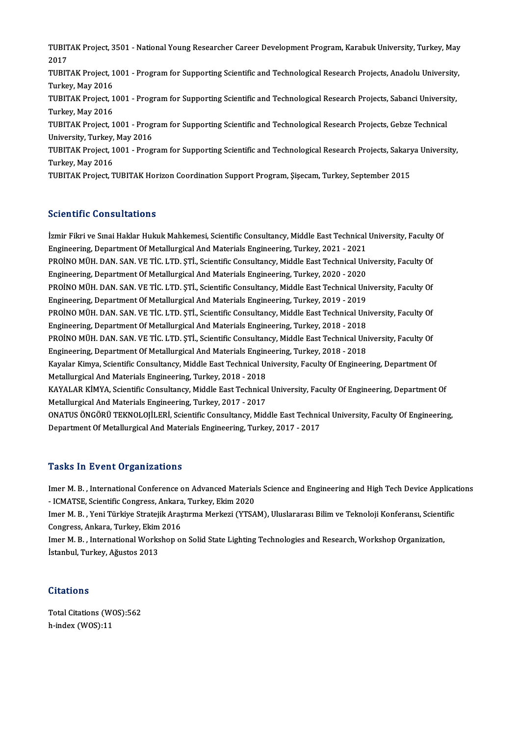TUBITAK Project, 3501 - National Young Researcher Career Development Program, Karabuk University, Turkey, May 2017

TUBITAK Project, 1001 - Program for Supporting Scientific and Technological Research Projects, Anadolu University, Turkey, May 2016

TUBITAK Project, 1001 - Program for Supporting Scientific and Technological Research Projects, Sabanci University, Turkey, May 2016

TUBITAK Project, 1001 - Program for Supporting Scientific and Technological Research Projects, Gebze Technical University, Turkey, May 2016

TUBITAK Project, 1001 - Program for Supporting Scientific and Technological Research Projects, Sakarya University, Turkey, May 2016

TUBITAK Project, TUBITAK Horizon Coordination Support Program, Şişecam, Turkey, September 2015

## Scientific Consultations

İzmir Fikri ve Sınai Haklar Hukuk Mahkemesi, Scientific Consultancy, Middle East Technical University, Faculty Of Engineering, Department Of Metallurgical And Materials Engineering, Turkey, 2021 - 2021

PROİNO MÜH. DAN. SAN. VE TİC. LTD. ŞTİ., Scientific Consultancy, Middle East Technical University, Faculty Of Engineering, Department Of Metallurgical And Materials Engineering, Turkey, 2020 - 2020

PROİNO MÜH. DAN. SAN. VE TİC. LTD. ŞTİ., Scientific Consultancy, Middle East Technical University, Faculty Of Engineering, Department Of Metallurgical And Materials Engineering, Turkey, 2019 - 2019

PROİNO MÜH. DAN. SAN. VE TİC. LTD. ŞTİ., Scientific Consultancy, Middle East Technical University, Faculty Of Engineering, Department Of Metallurgical And Materials Engineering, Turkey, 2018 - 2018

PROİNO MÜH. DAN. SAN. VE TİC. LTD. ŞTİ., Scientific Consultancy, Middle East Technical University, Faculty Of Engineering, Department Of Metallurgical And Materials Engineering, Turkey, 2018 - 2018

Kayalar Kimya, Scientific Consultancy, Middle East Technical University, Faculty Of Engineering, Department Of Metallurgical And Materials Engineering, Turkey, 2018 - 2018

KAYALAR KİMYA, Scientific Consultancy, Middle East Technical University, Faculty Of Engineering, Department Of Metallurgical And Materials Engineering, Turkey, 2017 - 2017

ONATUS ÖNGÖRÜ TEKNOLOJİLERİ, Scientific Consultancy, Middle East Technical University, Faculty Of Engineering, Department Of Metallurgical And Materials Engineering, Turkey, 2017 - 2017

## Tasks In Event Organizations

Imer M. B. , International Conference on Advanced Materials Science and Engineering and High Tech Device Applications - ICMATSE, Scientific Congress, Ankara, Turkey, Ekim 2020

Imer M. B. , Yeni Türkiye Stratejik Araştırma Merkezi (YTSAM), Uluslararası Bilim ve Teknoloji Konferansı, Scientific Congress, Ankara, Turkey, Ekim 2016

Imer M. B. , International Workshop on Solid State Lighting Technologies and Research, Workshop Organization, İstanbul, Turkey, Ağustos 2013

## Citations

Total Citations (WOS):562

h-index (WOS):11